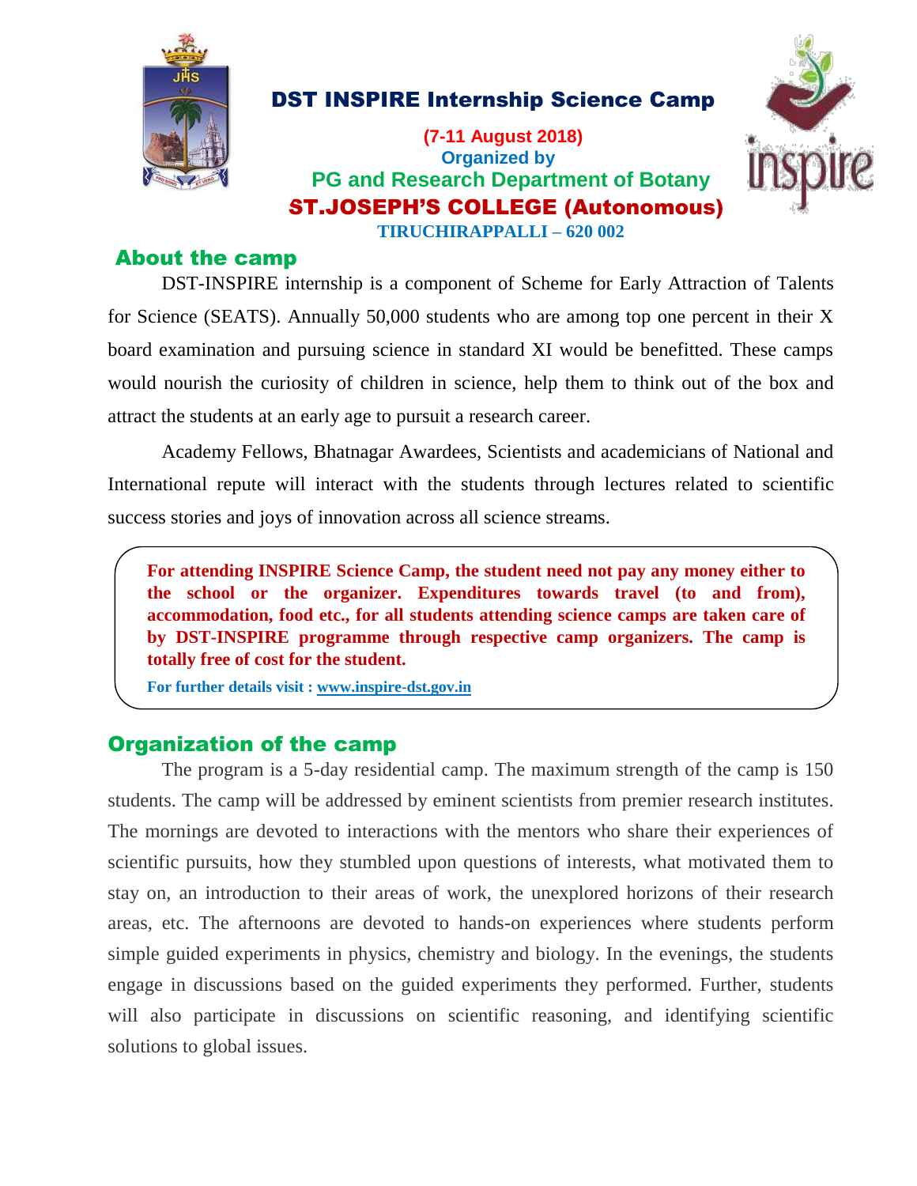# DST INSPIRE Internship Science Camp

**(7-11 August 2018)**

**Organized by**

**PG and Research Department of Botany**

**ST.JOSEPH'S COLLEGE (Autonomous)**

**TIRUCHIRAPPALLI – 620 002**

## About the camp

DST-INSPIRE internship is a component of Scheme for Early Attraction of Talents for Science (SEATS). Annually 50,000 students who are among top one percent in their X board examination and pursuing science in standard XI would be benefitted. These camps would nourish the curiosity of children in science, help them to think out of the box and attract the students at an early age to pursuit a research career.

Academy Fellows, Bhatnagar Awardees, Scientists and academicians of National and International repute will interact with the students through lectures related to scientific success stories and joys of innovation across all science streams.

**For attending INSPIRE Science Camp, the student need not pay any money either to the school or the organizer. Expenditures towards travel (to and from), accommodation, food etc., for all students attending science camps are taken care of by DST-INSPIRE programme through respective camp organizers. The camp is totally free of cost for the student.**

**For further details visit : www.inspire-dst.gov.in**

## Organization of the camp

The program is a 5-day residential camp. The maximum strength of the camp is 150 students. The camp will be addressed by eminent scientists from premier research institutes. The mornings are devoted to interactions with the mentors who share their experiences of scientific pursuits, how they stumbled upon questions of interests, what motivated them to stay on, an introduction to their areas of work, the unexplored horizons of their research areas, etc. The afternoons are devoted to hands-on experiences where students perform simple guided experiments in physics, chemistry and biology. In the evenings, the students engage in discussions based on the guided experiments they performed. Further, students will also participate in discussions on scientific reasoning, and identifying scientific solutions to global issues.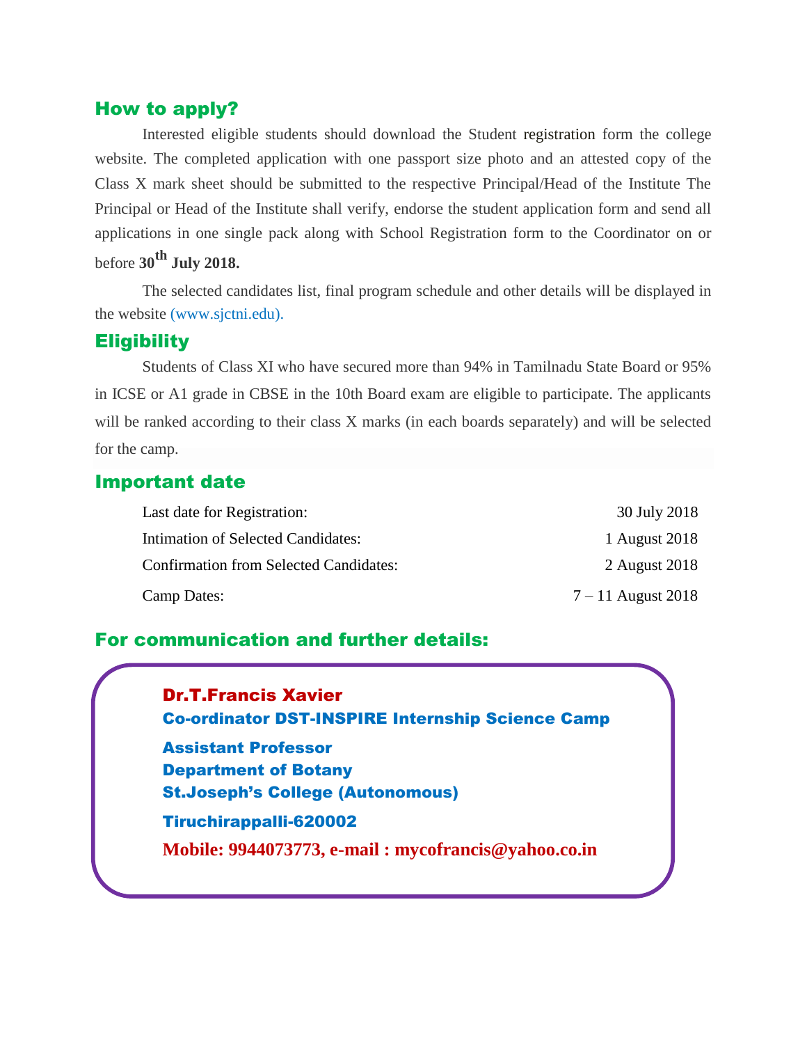## How to apply?

Interested eligible students should download the Student registration form the college website. The completed application with one passport size photo and an attested copy of the Class X mark sheet should be submitted to the respective Principal/Head of the Institute The Principal or Head of the Institute shall verify, endorse the student application form and send all applications in one single pack along with School Registration form to the Coordinator on or before **30th July 2018.**

The selected candidates list, final program schedule and other details will be displayed in the website (www.sjctni.edu).

## Eligibility

Students of Class XI who have secured more than 94% in Tamilnadu State Board or 95% in ICSE or A1 grade in CBSE in the 10th Board exam are eligible to participate. The applicants will be ranked according to their class X marks (in each boards separately) and will be selected for the camp.

## Important date

| | |
|---|---|
| Last date for Registration: | 30 July 2018 |
| Intimation of Selected Candidates: | 1 August 2018 |
| Confirmation from Selected Candidates: | 2 August 2018 |
| Camp Dates: | 7 – 11 August 2018 |

## For communication and further details:

**Dr.T.Francis Xavier**
**Co-ordinator DST-INSPIRE Internship Science Camp**

**Assistant Professor**
**Department of Botany**
**St.Joseph's College (Autonomous)**

**Tiruchirappalli-620002**

**Mobile: 9944073773, e-mail : mycofrancis@yahoo.co.in**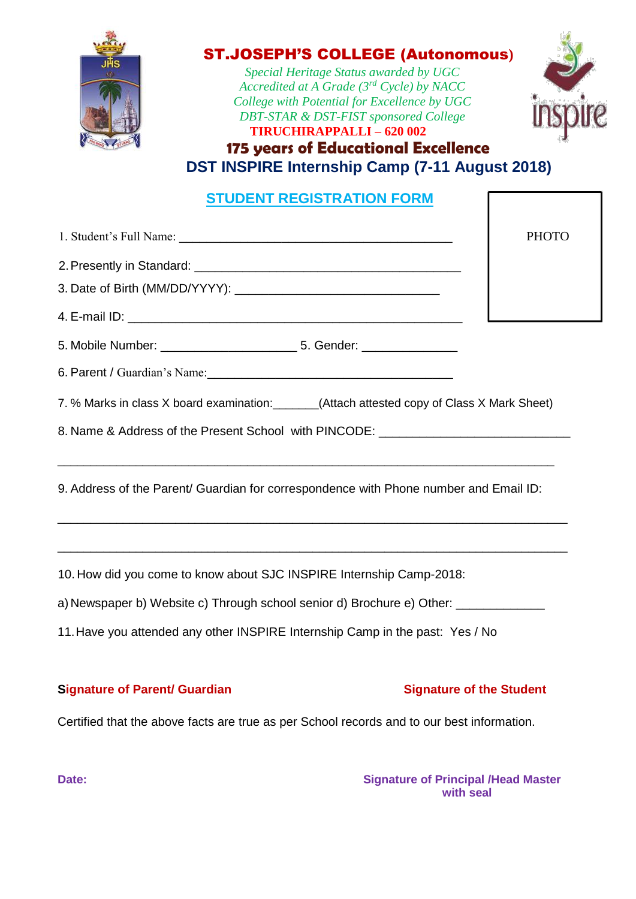# ST.JOSEPH'S COLLEGE (Autonomous)

*Special Heritage Status awarded by UGC*
*Accredited at A Grade (3rd Cycle) by NACC*
*College with Potential for Excellence by UGC*
*DBT-STAR & DST-FIST sponsored College*

**TIRUCHIRAPPALLI – 620 002**

**175 years of Educational Excellence**

## DST INSPIRE Internship Camp (7-11 August 2018)

## STUDENT REGISTRATION FORM

PHOTO

1. Student's Full Name: ___________________________________________

2. Presently in Standard: __________________________________________

3. Date of Birth (MM/DD/YYYY): ________________________________

4. E-mail ID: ____________________________________________________

5. Mobile Number: ____________________ 5. Gender: ______________

6. Parent / Guardian's Name:_____________________________________

7. % Marks in class X board examination:_______(Attach attested copy of Class X Mark Sheet)

8. Name & Address of the Present School with PINCODE: ___________________________

_____________________________________________________________________________

9. Address of the Parent/ Guardian for correspondence with Phone number and Email ID:

_____________________________________________________________________________

_____________________________________________________________________________

10. How did you come to know about SJC INSPIRE Internship Camp-2018:

a) Newspaper b) Website c) Through school senior d) Brochure e) Other: _____________

11. Have you attended any other INSPIRE Internship Camp in the past: Yes / No

**Signature of Parent/ Guardian** **Signature of the Student**

Certified that the above facts are true as per School records and to our best information.

**Date:** **Signature of Principal /Head Master with seal**